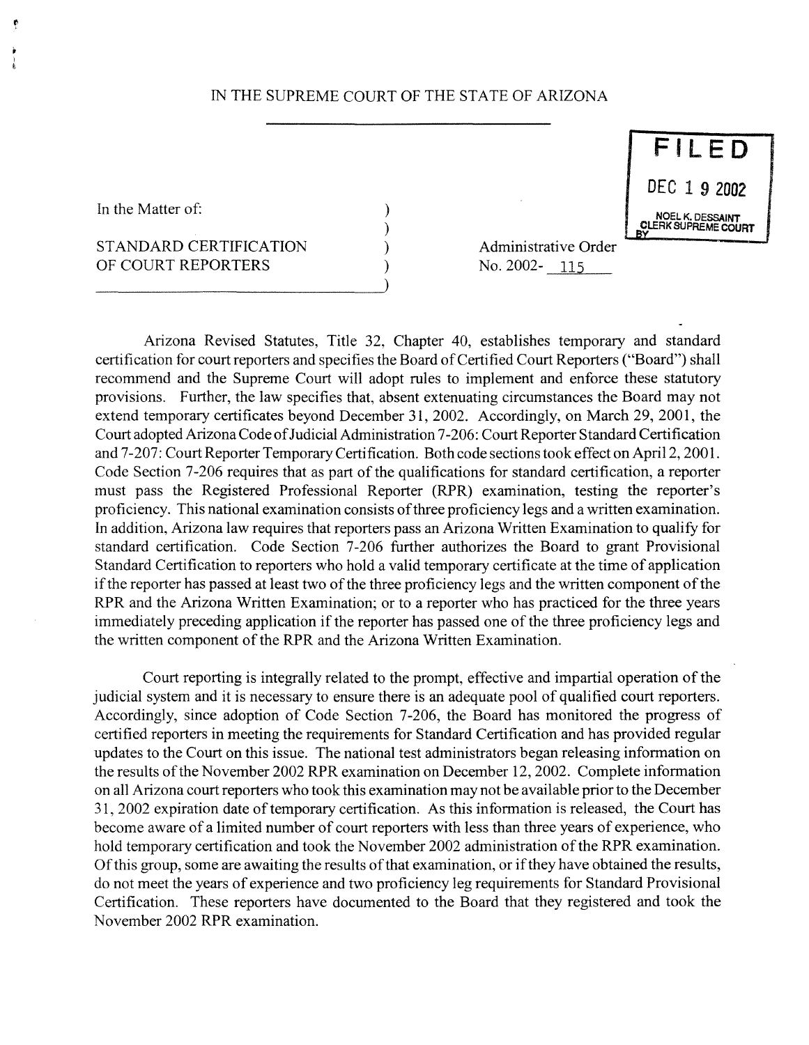IN THE SUPREME COURT OF THE STATE OF ARIZONA

FILED

DEC 1 9 2002

NOEL K. DESSAINT
CLERK SUPREME COURT
BY

In the Matter of:

STANDARD CERTIFICATION OF COURT REPORTERS

Administrative Order No. 2002- 115

Arizona Revised Statutes, Title 32, Chapter 40, establishes temporary and standard certification for court reporters and specifies the Board of Certified Court Reporters ("Board") shall recommend and the Supreme Court will adopt rules to implement and enforce these statutory provisions. Further, the law specifies that, absent extenuating circumstances the Board may not extend temporary certificates beyond December 31, 2002. Accordingly, on March 29, 2001, the Court adopted Arizona Code of Judicial Administration 7-206: Court Reporter Standard Certification and 7-207: Court Reporter Temporary Certification. Both code sections took effect on April 2, 2001. Code Section 7-206 requires that as part of the qualifications for standard certification, a reporter must pass the Registered Professional Reporter (RPR) examination, testing the reporter's proficiency. This national examination consists of three proficiency legs and a written examination. In addition, Arizona law requires that reporters pass an Arizona Written Examination to qualify for standard certification. Code Section 7-206 further authorizes the Board to grant Provisional Standard Certification to reporters who hold a valid temporary certificate at the time of application if the reporter has passed at least two of the three proficiency legs and the written component of the RPR and the Arizona Written Examination; or to a reporter who has practiced for the three years immediately preceding application if the reporter has passed one of the three proficiency legs and the written component of the RPR and the Arizona Written Examination.

Court reporting is integrally related to the prompt, effective and impartial operation of the judicial system and it is necessary to ensure there is an adequate pool of qualified court reporters. Accordingly, since adoption of Code Section 7-206, the Board has monitored the progress of certified reporters in meeting the requirements for Standard Certification and has provided regular updates to the Court on this issue. The national test administrators began releasing information on the results of the November 2002 RPR examination on December 12, 2002. Complete information on all Arizona court reporters who took this examination may not be available prior to the December 31, 2002 expiration date of temporary certification. As this information is released, the Court has become aware of a limited number of court reporters with less than three years of experience, who hold temporary certification and took the November 2002 administration of the RPR examination. Of this group, some are awaiting the results of that examination, or if they have obtained the results, do not meet the years of experience and two proficiency leg requirements for Standard Provisional Certification. These reporters have documented to the Board that they registered and took the November 2002 RPR examination.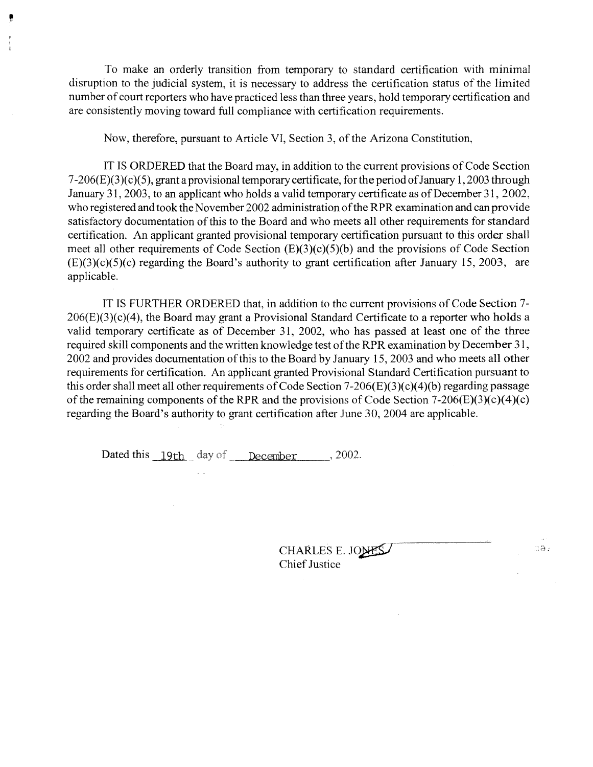To make an orderly transition from temporary to standard certification with minimal disruption to the judicial system, it is necessary to address the certification status of the limited number of court reporters who have practiced less than three years, hold temporary certification and are consistently moving toward full compliance with certification requirements.

Now, therefore, pursuant to Article VI, Section 3, of the Arizona Constitution,

IT IS ORDERED that the Board may, in addition to the current provisions of Code Section 7-206(E)(3)(c)(5), grant a provisional temporary certificate, for the period of January 1, 2003 through January 31, 2003, to an applicant who holds a valid temporary certificate as of December 31, 2002, who registered and took the November 2002 administration of the RPR examination and can provide satisfactory documentation of this to the Board and who meets all other requirements for standard certification. An applicant granted provisional temporary certification pursuant to this order shall meet all other requirements of Code Section (E)(3)(c)(5)(b) and the provisions of Code Section (E)(3)(c)(5)(c) regarding the Board's authority to grant certification after January 15, 2003, are applicable.

IT IS FURTHER ORDERED that, in addition to the current provisions of Code Section 7-206(E)(3)(c)(4), the Board may grant a Provisional Standard Certificate to a reporter who holds a valid temporary certificate as of December 31, 2002, who has passed at least one of the three required skill components and the written knowledge test of the RPR examination by December 31, 2002 and provides documentation of this to the Board by January 15, 2003 and who meets all other requirements for certification. An applicant granted Provisional Standard Certification pursuant to this order shall meet all other requirements of Code Section 7-206(E)(3)(c)(4)(b) regarding passage of the remaining components of the RPR and the provisions of Code Section 7-206(E)(3)(c)(4)(c) regarding the Board's authority to grant certification after June 30, 2004 are applicable.

Dated this 19th day of December, 2002.

CHARLES E. JONES
Chief Justice